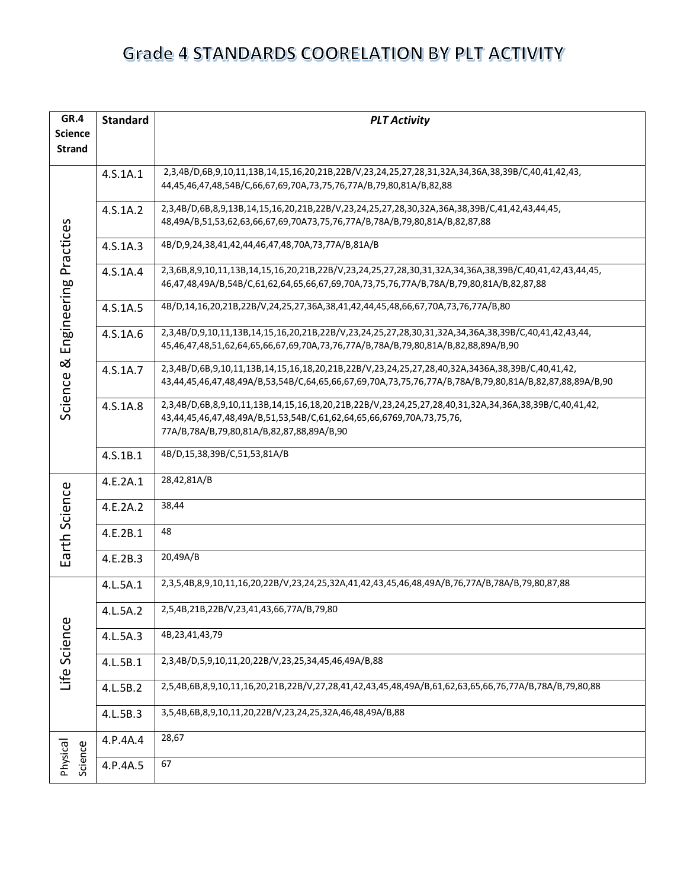# Grade 4 STANDARDS COORELATION BY PLT ACTIVITY

| GR.4 Science Strand | Standard | *PLT Activity* |
|---|---|---|
| Science & Engineering Practices | 4.S.1A.1 | 2,3,4B/D,6B,9,10,11,13B,14,15,16,20,21B,22B/V,23,24,25,27,28,31,32A,34,36A,38,39B/C,40,41,42,43, 44,45,46,47,48,54B/C,66,67,69,70A,73,75,76,77A/B,79,80,81A/B,82,88 |
| | 4.S.1A.2 | 2,3,4B/D,6B,8,9,13B,14,15,16,20,21B,22B/V,23,24,25,27,28,30,32A,36A,38,39B/C,41,42,43,44,45, 48,49A/B,51,53,62,63,66,67,69,70A73,75,76,77A/B,78A/B,79,80,81A/B,82,87,88 |
| | 4.S.1A.3 | 4B/D,9,24,38,41,42,44,46,47,48,70A,73,77A/B,81A/B |
| | 4.S.1A.4 | 2,3,6B,8,9,10,11,13B,14,15,16,20,21B,22B/V,23,24,25,27,28,30,31,32A,34,36A,38,39B/C,40,41,42,43,44,45, 46,47,48,49A/B,54B/C,61,62,64,65,66,67,69,70A,73,75,76,77A/B,78A/B,79,80,81A/B,82,87,88 |
| | 4.S.1A.5 | 4B/D,14,16,20,21B,22B/V,24,25,27,36A,38,41,42,44,45,48,66,67,70A,73,76,77A/B,80 |
| | 4.S.1A.6 | 2,3,4B/D,9,10,11,13B,14,15,16,20,21B,22B/V,23,24,25,27,28,30,31,32A,34,36A,38,39B/C,40,41,42,43,44, 45,46,47,48,51,62,64,65,66,67,69,70A,73,76,77A/B,78A/B,79,80,81A/B,82,88,89A/B,90 |
| | 4.S.1A.7 | 2,3,4B/D,6B,9,10,11,13B,14,15,16,18,20,21B,22B/V,23,24,25,27,28,40,32A,3436A,38,39B/C,40,41,42, 43,44,45,46,47,48,49A/B,53,54B/C,64,65,66,67,69,70A,73,75,76,77A/B,78A/B,79,80,81A/B,82,87,88,89A/B,90 |
| | 4.S.1A.8 | 2,3,4B/D,6B,8,9,10,11,13B,14,15,16,18,20,21B,22B/V,23,24,25,27,28,40,31,32A,34,36A,38,39B/C,40,41,42, 43,44,45,46,47,48,49A/B,51,53,54B/C,61,62,64,65,66,6769,70A,73,75,76, 77A/B,78A/B,79,80,81A/B,82,87,88,89A/B,90 |
| | 4.S.1B.1 | 4B/D,15,38,39B/C,51,53,81A/B |
| Earth Science | 4.E.2A.1 | 28,42,81A/B |
| | 4.E.2A.2 | 38,44 |
| | 4.E.2B.1 | 48 |
| | 4.E.2B.3 | 20,49A/B |
| Life Science | 4.L.5A.1 | 2,3,5,4B,8,9,10,11,16,20,22B/V,23,24,25,32A,41,42,43,45,46,48,49A/B,76,77A/B,78A/B,79,80,87,88 |
| | 4.L.5A.2 | 2,5,4B,21B,22B/V,23,41,43,66,77A/B,79,80 |
| | 4.L.5A.3 | 4B,23,41,43,79 |
| | 4.L.5B.1 | 2,3,4B/D,5,9,10,11,20,22B/V,23,25,34,45,46,49A/B,88 |
| | 4.L.5B.2 | 2,5,4B,6B,8,9,10,11,16,20,21B,22B/V,27,28,41,42,43,45,48,49A/B,61,62,63,65,66,76,77A/B,78A/B,79,80,88 |
| | 4.L.5B.3 | 3,5,4B,6B,8,9,10,11,20,22B/V,23,24,25,32A,46,48,49A/B,88 |
| Physical Science | 4.P.4A.4 | 28,67 |
| | 4.P.4A.5 | 67 |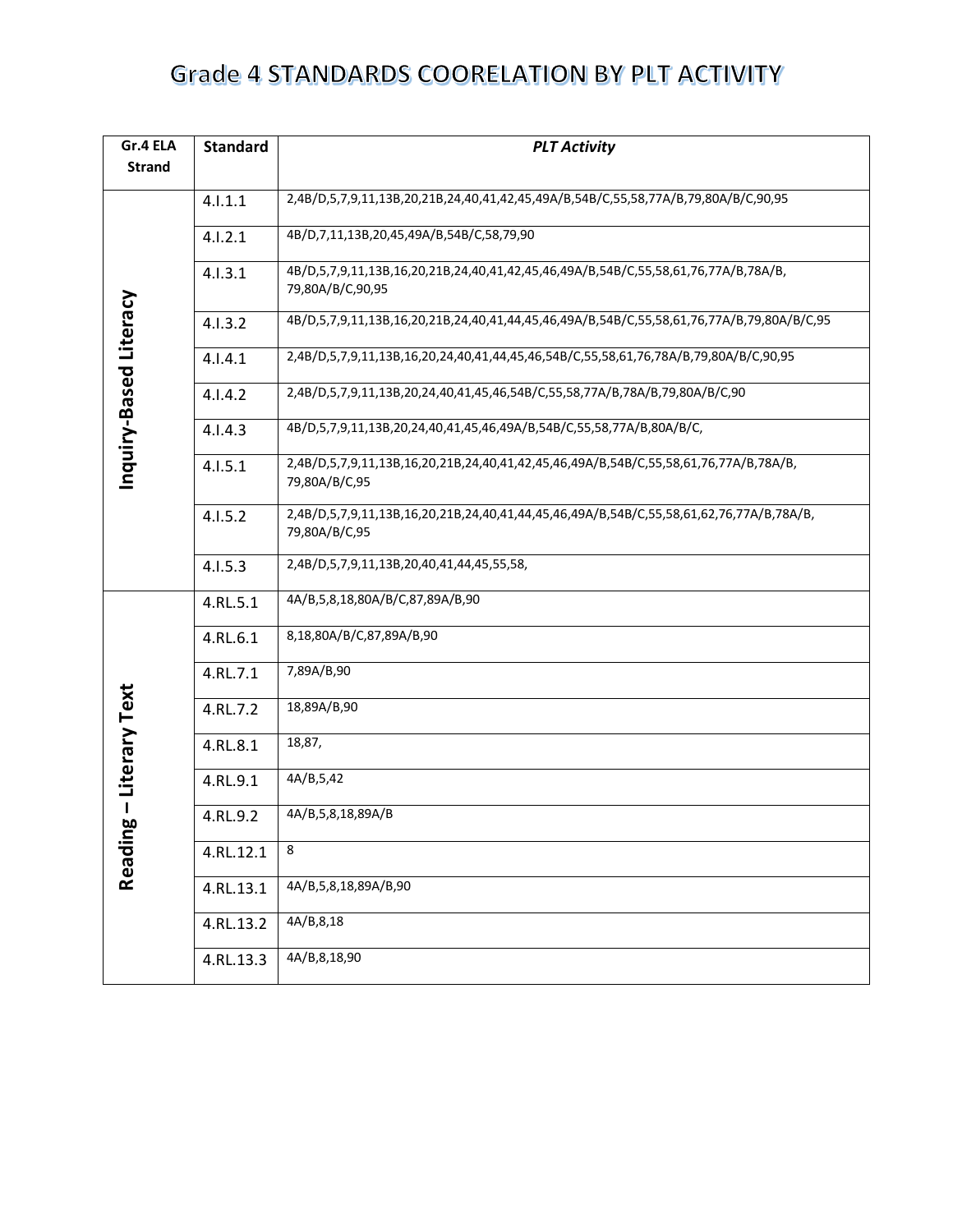# Grade 4 STANDARDS COORELATION BY PLT ACTIVITY

| Gr.4 ELA Strand | Standard | *PLT Activity* |
|---|---|---|
| Inquiry-Based Literacy | 4.I.1.1 | 2,4B/D,5,7,9,11,13B,20,21B,24,40,41,42,45,49A/B,54B/C,55,58,77A/B,79,80A/B/C,90,95 |
| | 4.I.2.1 | 4B/D,7,11,13B,20,45,49A/B,54B/C,58,79,90 |
| | 4.I.3.1 | 4B/D,5,7,9,11,13B,16,20,21B,24,40,41,42,45,46,49A/B,54B/C,55,58,61,76,77A/B,78A/B,79,80A/B/C,90,95 |
| | 4.I.3.2 | 4B/D,5,7,9,11,13B,16,20,21B,24,40,41,44,45,46,49A/B,54B/C,55,58,61,76,77A/B,79,80A/B/C,95 |
| | 4.I.4.1 | 2,4B/D,5,7,9,11,13B,16,20,24,40,41,44,45,46,54B/C,55,58,61,76,78A/B,79,80A/B/C,90,95 |
| | 4.I.4.2 | 2,4B/D,5,7,9,11,13B,20,24,40,41,45,46,54B/C,55,58,77A/B,78A/B,79,80A/B/C,90 |
| | 4.I.4.3 | 4B/D,5,7,9,11,13B,20,24,40,41,45,46,49A/B,54B/C,55,58,77A/B,80A/B/C, |
| | 4.I.5.1 | 2,4B/D,5,7,9,11,13B,16,20,21B,24,40,41,42,45,46,49A/B,54B/C,55,58,61,76,77A/B,78A/B,79,80A/B/C,95 |
| | 4.I.5.2 | 2,4B/D,5,7,9,11,13B,16,20,21B,24,40,41,44,45,46,49A/B,54B/C,55,58,61,62,76,77A/B,78A/B,79,80A/B/C,95 |
| | 4.I.5.3 | 2,4B/D,5,7,9,11,13B,20,40,41,44,45,55,58, |
| Reading – Literary Text | 4.RL.5.1 | 4A/B,5,8,18,80A/B/C,87,89A/B,90 |
| | 4.RL.6.1 | 8,18,80A/B/C,87,89A/B,90 |
| | 4.RL.7.1 | 7,89A/B,90 |
| | 4.RL.7.2 | 18,89A/B,90 |
| | 4.RL.8.1 | 18,87, |
| | 4.RL.9.1 | 4A/B,5,42 |
| | 4.RL.9.2 | 4A/B,5,8,18,89A/B |
| | 4.RL.12.1 | 8 |
| | 4.RL.13.1 | 4A/B,5,8,18,89A/B,90 |
| | 4.RL.13.2 | 4A/B,8,18 |
| | 4.RL.13.3 | 4A/B,8,18,90 |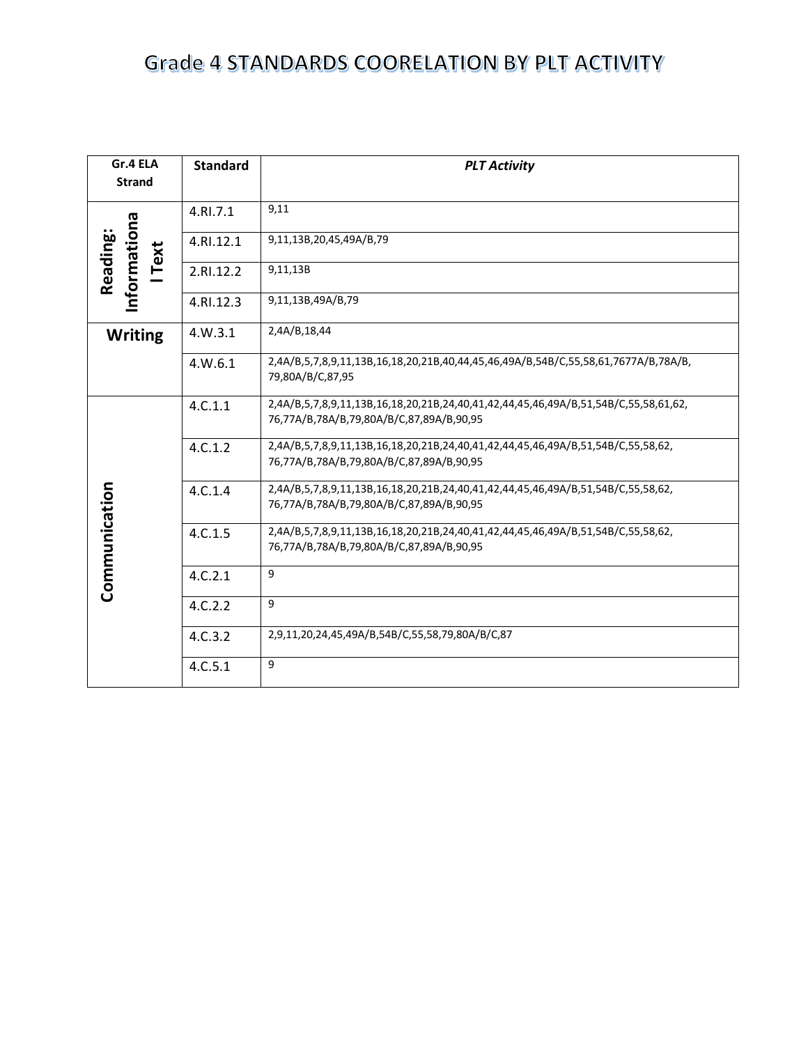# Grade 4 STANDARDS COORELATION BY PLT ACTIVITY

| Gr.4 ELA Strand | Standard | *PLT Activity* |
|---|---|---|
| Reading: Informational Text | 4.RI.7.1 | 9,11 |
| | 4.RI.12.1 | 9,11,13B,20,45,49A/B,79 |
| | 2.RI.12.2 | 9,11,13B |
| | 4.RI.12.3 | 9,11,13B,49A/B,79 |
| Writing | 4.W.3.1 | 2,4A/B,18,44 |
| | 4.W.6.1 | 2,4A/B,5,7,8,9,11,13B,16,18,20,21B,40,44,45,46,49A/B,54B/C,55,58,61,7677A/B,78A/B, 79,80A/B/C,87,95 |
| Communication | 4.C.1.1 | 2,4A/B,5,7,8,9,11,13B,16,18,20,21B,24,40,41,42,44,45,46,49A/B,51,54B/C,55,58,61,62, 76,77A/B,78A/B,79,80A/B/C,87,89A/B,90,95 |
| | 4.C.1.2 | 2,4A/B,5,7,8,9,11,13B,16,18,20,21B,24,40,41,42,44,45,46,49A/B,51,54B/C,55,58,62, 76,77A/B,78A/B,79,80A/B/C,87,89A/B,90,95 |
| | 4.C.1.4 | 2,4A/B,5,7,8,9,11,13B,16,18,20,21B,24,40,41,42,44,45,46,49A/B,51,54B/C,55,58,62, 76,77A/B,78A/B,79,80A/B/C,87,89A/B,90,95 |
| | 4.C.1.5 | 2,4A/B,5,7,8,9,11,13B,16,18,20,21B,24,40,41,42,44,45,46,49A/B,51,54B/C,55,58,62, 76,77A/B,78A/B,79,80A/B/C,87,89A/B,90,95 |
| | 4.C.2.1 | 9 |
| | 4.C.2.2 | 9 |
| | 4.C.3.2 | 2,9,11,20,24,45,49A/B,54B/C,55,58,79,80A/B/C,87 |
| | 4.C.5.1 | 9 |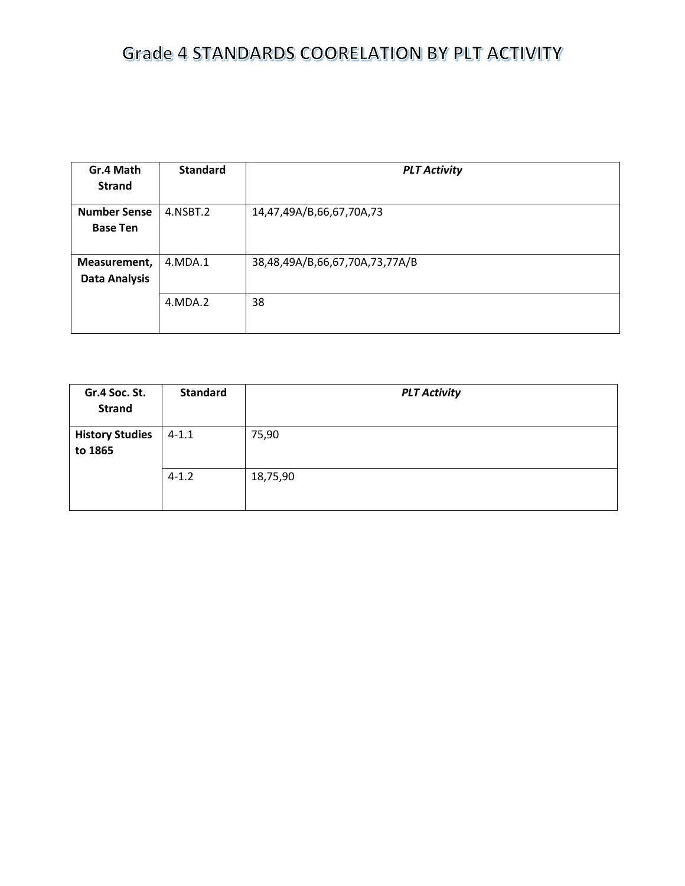# Grade 4 STANDARDS COORELATION BY PLT ACTIVITY

| **Gr.4 Math Strand** | **Standard** | ***PLT Activity*** |
|---|---|---|
| **Number Sense Base Ten** | 4.NSBT.2 | 14,47,49A/B,66,67,70A,73 |
| **Measurement, Data Analysis** | 4.MDA.1 | 38,48,49A/B,66,67,70A,73,77A/B |
| | 4.MDA.2 | 38 |

| **Gr.4 Soc. St. Strand** | **Standard** | ***PLT Activity*** |
|---|---|---|
| **History Studies to 1865** | 4-1.1 | 75,90 |
| | 4-1.2 | 18,75,90 |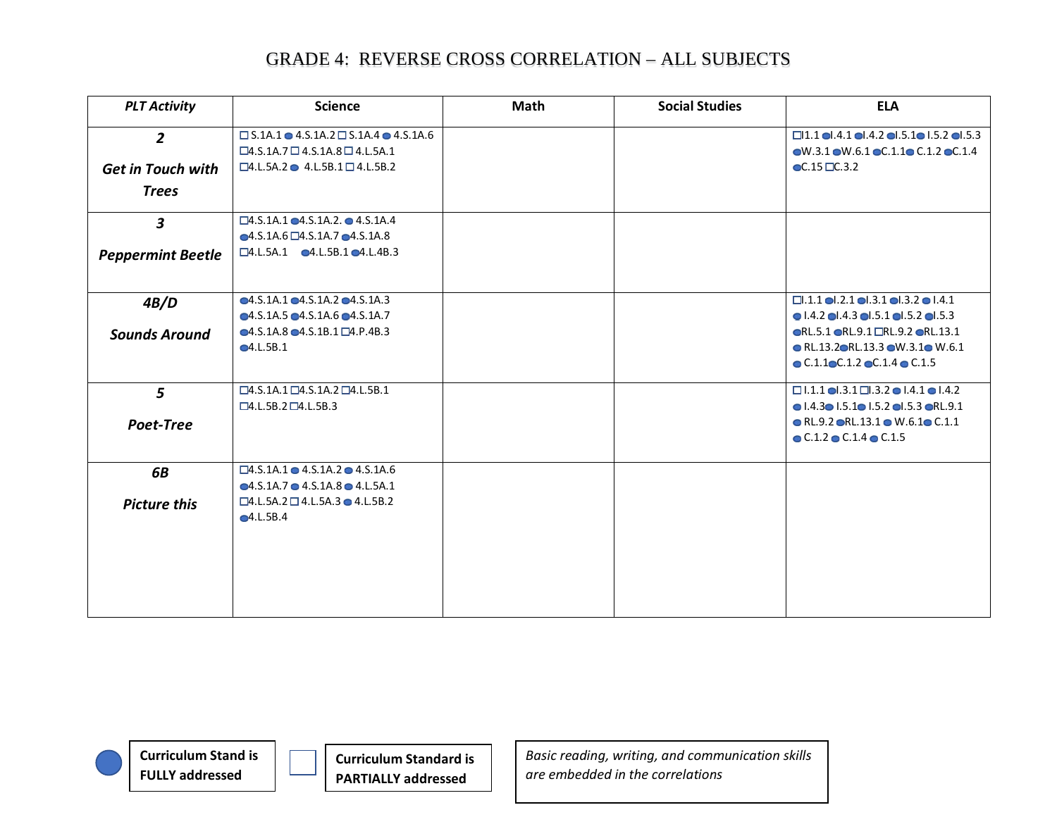# GRADE 4: REVERSE CROSS CORRELATION – ALL SUBJECTS

| *PLT Activity* | Science | Math | Social Studies | ELA |
|---|---|---|---|---|
| ***2*** ***Get in Touch with Trees*** | □ S.1A.1 ● 4.S.1A.2 □ S.1A.4 ● 4.S.1A.6 □4.S.1A.7 □ 4.S.1A.8 □ 4.L.5A.1 □4.L.5A.2 ● 4.L.5B.1 □ 4.L.5B.2 | | | □I1.1 ●I.4.1 ●I.4.2 ●I.5.1●I.5.2 ●I.5.3 ●W.3.1 ●W.6.1 ●C.1.1● C.1.2 ●C.1.4 ●C.15 □C.3.2 |
| ***3*** ***Peppermint Beetle*** | □4.S.1A.1 ●4.S.1A.2. ● 4.S.1A.4 ●4.S.1A.6 □4.S.1A.7 ●4.S.1A.8 □4.L.5A.1 ●4.L.5B.1 ●4.L.4B.3 | | | |
| ***4B/D*** ***Sounds Around*** | ●4.S.1A.1 ●4.S.1A.2 ●4.S.1A.3 ●4.S.1A.5 ●4.S.1A.6 ●4.S.1A.7 ●4.S.1A.8 ●4.S.1B.1 □4.P.4B.3 ●4.L.5B.1 | | | □I.1.1 ●I.2.1 ●I.3.1 ●I.3.2 ● I.4.1 ● I.4.2 ●I.4.3 ●I.5.1 ●I.5.2 ●I.5.3 ●RL.5.1 ●RL.9.1 □RL.9.2 ●RL.13.1 ● RL.13.2●RL.13.3 ●W.3.1● W.6.1 ● C.1.1●C.1.2 ●C.1.4 ● C.1.5 |
| ***5*** ***Poet-Tree*** | □4.S.1A.1 □4.S.1A.2 □4.L.5B.1 □4.L.5B.2 □4.L.5B.3 | | | □ I.1.1 ●I.3.1 □I.3.2 ● I.4.1 ● I.4.2 ● I.4.3● I.5.1● I.5.2 ●I.5.3 ●RL.9.1 ● RL.9.2 ●RL.13.1 ● W.6.1● C.1.1 ● C.1.2 ● C.1.4 ● C.1.5 |
| ***6B*** ***Picture this*** | □4.S.1A.1 ● 4.S.1A.2 ● 4.S.1A.6 ●4.S.1A.7 ● 4.S.1A.8 ● 4.L.5A.1 □4.L.5A.2 □ 4.L.5A.3 ● 4.L.5B.2 ●4.L.5B.4 | | | |

● **Curriculum Stand is FULLY addressed**

□ **Curriculum Standard is PARTIALLY addressed**

*Basic reading, writing, and communication skills are embedded in the correlations*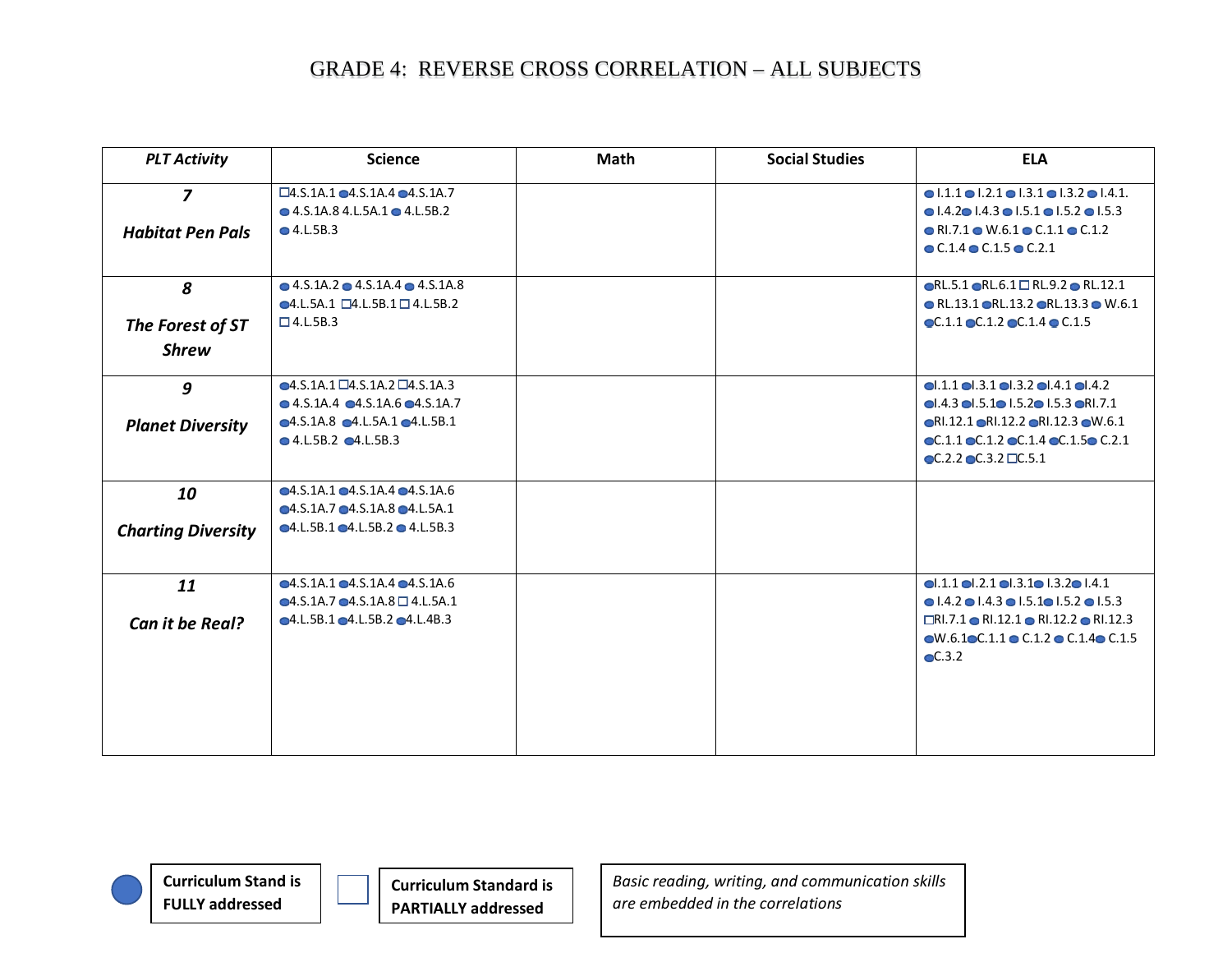# GRADE 4: REVERSE CROSS CORRELATION – ALL SUBJECTS

| *PLT Activity* | Science | Math | Social Studies | ELA |
|---|---|---|---|---|
| ***7*** ***Habitat Pen Pals*** | ☐4.S.1A.1 ●4.S.1A.4 ●4.S.1A.7 ● 4.S.1A.8 4.L.5A.1 ● 4.L.5B.2 ● 4.L.5B.3 | | | ● I.1.1 ● I.2.1 ● I.3.1 ● I.3.2 ● I.4.1. ● I.4.2● I.4.3 ● I.5.1 ● I.5.2 ● I.5.3 ● RI.7.1 ● W.6.1 ● C.1.1 ● C.1.2 ● C.1.4 ● C.1.5 ● C.2.1 |
| ***8*** ***The Forest of ST Shrew*** | ● 4.S.1A.2 ● 4.S.1A.4 ● 4.S.1A.8 ●4.L.5A.1 ☐4.L.5B.1 ☐ 4.L.5B.2 ☐ 4.L.5B.3 | | | ●RL.5.1 ●RL.6.1 ☐ RL.9.2 ● RL.12.1 ● RL.13.1 ●RL.13.2 ●RL.13.3 ● W.6.1 ●C.1.1 ●C.1.2 ●C.1.4 ● C.1.5 |
| ***9*** ***Planet Diversity*** | ●4.S.1A.1 ☐4.S.1A.2 ☐4.S.1A.3 ● 4.S.1A.4 ●4.S.1A.6 ●4.S.1A.7 ●4.S.1A.8 ●4.L.5A.1 ●4.L.5B.1 ● 4.L.5B.2 ●4.L.5B.3 | | | ●I.1.1 ●I.3.1 ●I.3.2 ●I.4.1 ●I.4.2 ●I.4.3 ●I.5.1● I.5.2● I.5.3 ●RI.7.1 ●RI.12.1 ●RI.12.2 ●RI.12.3 ●W.6.1 ●C.1.1 ●C.1.2 ●C.1.4 ●C.1.5● C.2.1 ●C.2.2 ●C.3.2 ☐C.5.1 |
| ***10*** ***Charting Diversity*** | ●4.S.1A.1 ●4.S.1A.4 ●4.S.1A.6 ●4.S.1A.7 ●4.S.1A.8 ●4.L.5A.1 ●4.L.5B.1 ●4.L.5B.2 ● 4.L.5B.3 | | | |
| ***11*** ***Can it be Real?*** | ●4.S.1A.1 ●4.S.1A.4 ●4.S.1A.6 ●4.S.1A.7 ●4.S.1A.8 ☐ 4.L.5A.1 ●4.L.5B.1 ●4.L.5B.2 ●4.L.4B.3 | | | ●I.1.1 ●I.2.1 ●I.3.1● I.3.2● I.4.1 ● I.4.2 ● I.4.3 ● I.5.1● I.5.2 ● I.5.3 ☐RI.7.1 ● RI.12.1 ● RI.12.2 ● RI.12.3 ●W.6.1●C.1.1 ● C.1.2 ● C.1.4● C.1.5 ●C.3.2 |

● **Curriculum Stand is FULLY addressed**

☐ **Curriculum Standard is PARTIALLY addressed**

*Basic reading, writing, and communication skills are embedded in the correlations*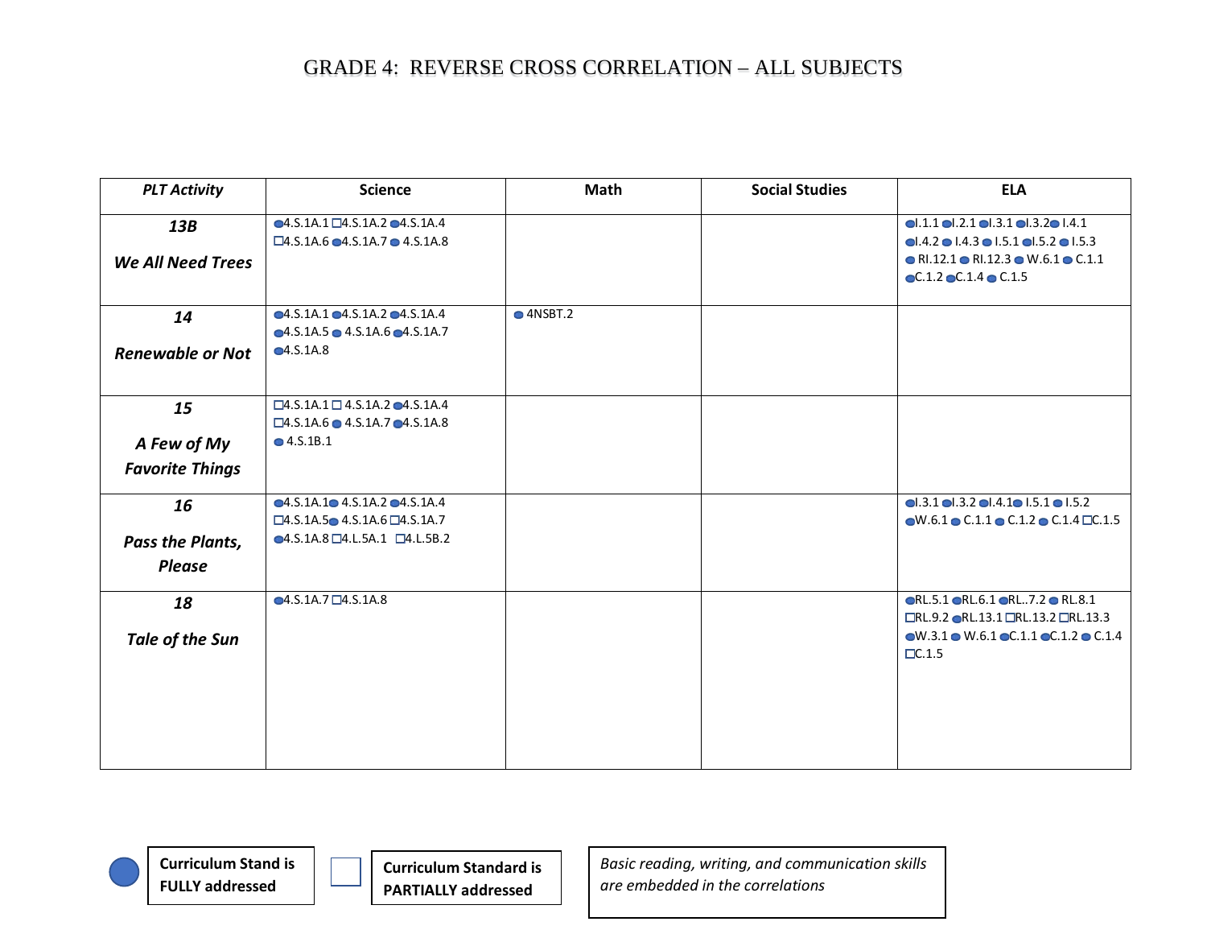# GRADE 4: REVERSE CROSS CORRELATION – ALL SUBJECTS

| PLT Activity | Science | Math | Social Studies | ELA |
|---|---|---|---|---|
| ***13B*** ***We All Need Trees*** | ●4.S.1A.1 □4.S.1A.2 ●4.S.1A.4 □4.S.1A.6 ●4.S.1A.7 ● 4.S.1A.8 | | | ●I.1.1 ●I.2.1 ●I.3.1 ●I.3.2 ●I.4.1 ●I.4.2 ● I.4.3 ● I.5.1 ●I.5.2 ● I.5.3 ● RI.12.1 ● RI.12.3 ● W.6.1 ● C.1.1 ●C.1.2 ●C.1.4 ● C.1.5 |
| ***14*** ***Renewable or Not*** | ●4.S.1A.1 ●4.S.1A.2 ●4.S.1A.4 ●4.S.1A.5 ● 4.S.1A.6 ●4.S.1A.7 ●4.S.1A.8 | ● 4NSBT.2 | | |
| ***15*** ***A Few of My Favorite Things*** | □4.S.1A.1 □ 4.S.1A.2 ●4.S.1A.4 □4.S.1A.6 ● 4.S.1A.7 ●4.S.1A.8 ● 4.S.1B.1 | | | |
| ***16*** ***Pass the Plants, Please*** | ●4.S.1A.1● 4.S.1A.2 ●4.S.1A.4 □4.S.1A.5● 4.S.1A.6 □4.S.1A.7 ●4.S.1A.8 □4.L.5A.1 □4.L.5B.2 | | | ●I.3.1 ●I.3.2 ●I.4.1● I.5.1 ● I.5.2 ●W.6.1 ● C.1.1 ● C.1.2 ● C.1.4 □C.1.5 |
| ***18*** ***Tale of the Sun*** | ●4.S.1A.7 □4.S.1A.8 | | | ●RL.5.1 ●RL.6.1 ●RL..7.2 ● RL.8.1 □RL.9.2 ●RL.13.1 □RL.13.2 □RL.13.3 ●W.3.1 ● W.6.1 ●C.1.1 ●C.1.2 ● C.1.4 □C.1.5 |

● **Curriculum Stand is FULLY addressed**

□ **Curriculum Standard is PARTIALLY addressed**

*Basic reading, writing, and communication skills are embedded in the correlations*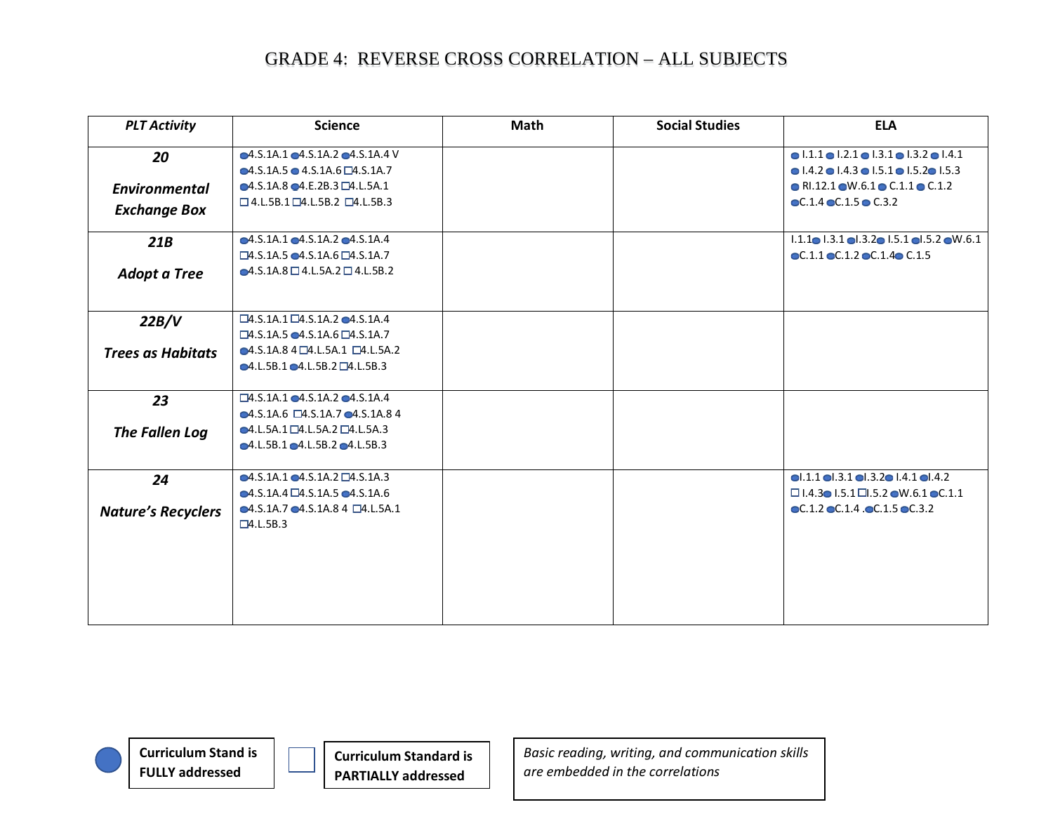# GRADE 4: REVERSE CROSS CORRELATION – ALL SUBJECTS

| PLT Activity | Science | Math | Social Studies | ELA |
|---|---|---|---|---|
| ***20*** ***Environmental Exchange Box*** | ●4.S.1A.1 ●4.S.1A.2 ●4.S.1A.4 V ●4.S.1A.5 ● 4.S.1A.6 ☐4.S.1A.7 ●4.S.1A.8 ●4.E.2B.3 ☐4.L.5A.1 ☐ 4.L.5B.1 ☐4.L.5B.2 ☐4.L.5B.3 | | | ● I.1.1 ● I.2.1 ● I.3.1 ● I.3.2 ● I.4.1 ● I.4.2 ● I.4.3 ● I.5.1 ● I.5.2 ● I.5.3 ● RI.12.1 ●W.6.1 ● C.1.1 ● C.1.2 ●C.1.4 ●C.1.5 ● C.3.2 |
| ***21B*** ***Adopt a Tree*** | ●4.S.1A.1 ●4.S.1A.2 ●4.S.1A.4 ☐4.S.1A.5 ●4.S.1A.6 ☐4.S.1A.7 ●4.S.1A.8 ☐ 4.L.5A.2 ☐ 4.L.5B.2 | | | I.1.1● I.3.1 ●I.3.2● I.5.1 ●I.5.2 ●W.6.1 ●C.1.1 ●C.1.2 ●C.1.4● C.1.5 |
| ***22B/V*** ***Trees as Habitats*** | ☐4.S.1A.1 ☐4.S.1A.2 ●4.S.1A.4 ☐4.S.1A.5 ●4.S.1A.6 ☐4.S.1A.7 ●4.S.1A.8 4 ☐4.L.5A.1 ☐4.L.5A.2 ●4.L.5B.1 ●4.L.5B.2 ☐4.L.5B.3 | | | |
| ***23*** ***The Fallen Log*** | ☐4.S.1A.1 ●4.S.1A.2 ●4.S.1A.4 ●4.S.1A.6 ☐4.S.1A.7 ●4.S.1A.8 4 ●4.L.5A.1 ☐4.L.5A.2 ☐4.L.5A.3 ●4.L.5B.1 ●4.L.5B.2 ●4.L.5B.3 | | | |
| ***24*** ***Nature's Recyclers*** | ●4.S.1A.1 ●4.S.1A.2 ☐4.S.1A.3 ●4.S.1A.4 ☐4.S.1A.5 ●4.S.1A.6 ●4.S.1A.7 ●4.S.1A.8 4 ☐4.L.5A.1 ☐4.L.5B.3 | | | ●I.1.1 ●I.3.1 ●I.3.2● I.4.1 ●I.4.2 ☐ I.4.3● I.5.1 ☐I.5.2 ●W.6.1 ●C.1.1 ●C.1.2 ●C.1.4 .●C.1.5 ●C.3.2 |

● **Curriculum Stand is FULLY addressed**

☐ **Curriculum Standard is PARTIALLY addressed**

*Basic reading, writing, and communication skills are embedded in the correlations*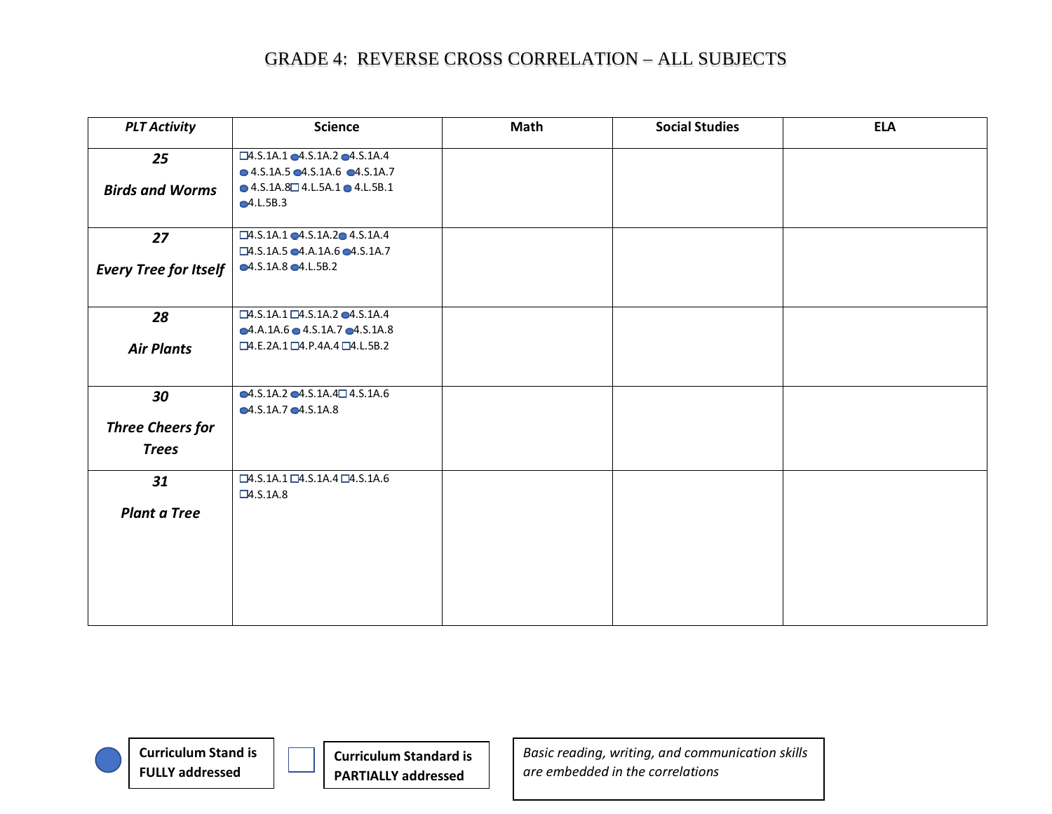# GRADE 4: REVERSE CROSS CORRELATION – ALL SUBJECTS

| *PLT Activity* | Science | Math | Social Studies | ELA |
|---|---|---|---|---|
| ***25*** ***Birds and Worms*** | ☐4.S.1A.1 ●4.S.1A.2 ●4.S.1A.4 ● 4.S.1A.5 ●4.S.1A.6 ●4.S.1A.7 ● 4.S.1A.8☐ 4.L.5A.1 ● 4.L.5B.1 ●4.L.5B.3 | | | |
| ***27*** ***Every Tree for Itself*** | ☐4.S.1A.1 ●4.S.1A.2● 4.S.1A.4 ☐4.S.1A.5 ●4.A.1A.6 ●4.S.1A.7 ●4.S.1A.8 ●4.L.5B.2 | | | |
| ***28*** ***Air Plants*** | ☐4.S.1A.1 ☐4.S.1A.2 ●4.S.1A.4 ●4.A.1A.6 ● 4.S.1A.7 ●4.S.1A.8 ☐4.E.2A.1 ☐4.P.4A.4 ☐4.L.5B.2 | | | |
| ***30*** ***Three Cheers for Trees*** | ●4.S.1A.2 ●4.S.1A.4☐ 4.S.1A.6 ●4.S.1A.7 ●4.S.1A.8 | | | |
| ***31*** ***Plant a Tree*** | ☐4.S.1A.1 ☐4.S.1A.4 ☐4.S.1A.6 ☐4.S.1A.8 | | | |

● **Curriculum Stand is FULLY addressed**

☐ **Curriculum Standard is PARTIALLY addressed**

*Basic reading, writing, and communication skills are embedded in the correlations*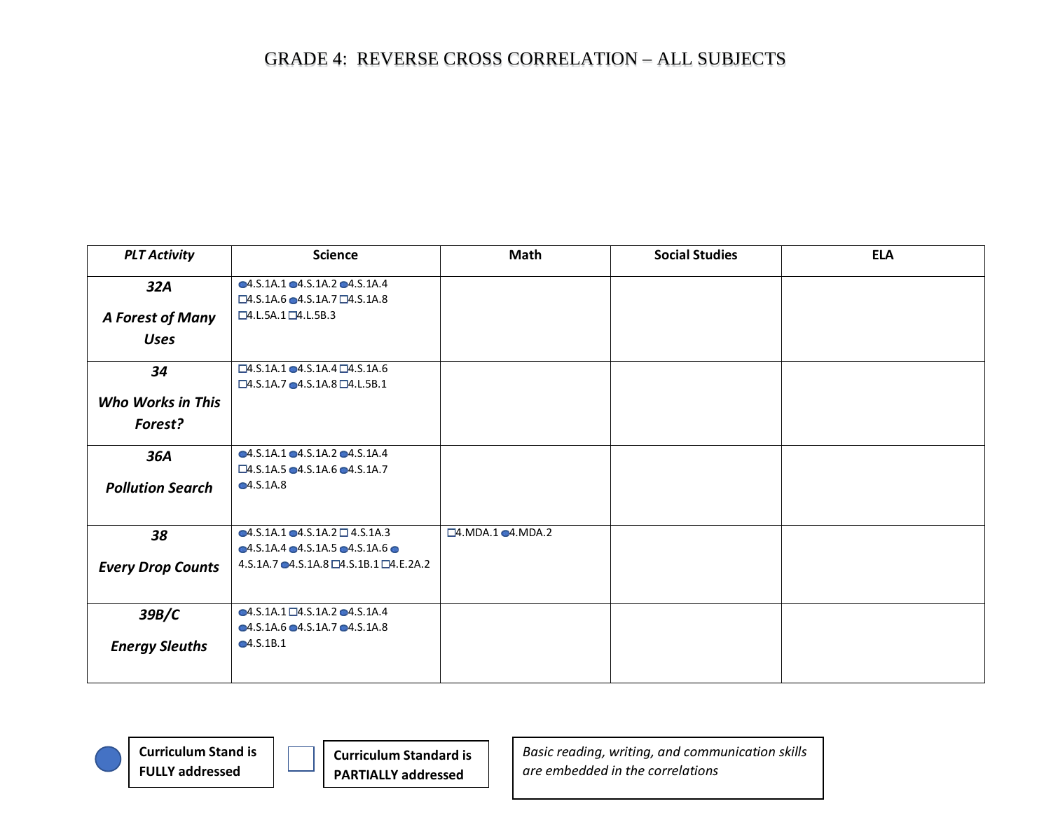# GRADE 4: REVERSE CROSS CORRELATION – ALL SUBJECTS

| *PLT Activity* | Science | Math | Social Studies | ELA |
|---|---|---|---|---|
| ***32A*** ***A Forest of Many Uses*** | ●4.S.1A.1 ●4.S.1A.2 ●4.S.1A.4 ☐4.S.1A.6 ●4.S.1A.7 ☐4.S.1A.8 ☐4.L.5A.1 ☐4.L.5B.3 | | | |
| ***34*** ***Who Works in This Forest?*** | ☐4.S.1A.1 ●4.S.1A.4 ☐4.S.1A.6 ☐4.S.1A.7 ●4.S.1A.8 ☐4.L.5B.1 | | | |
| ***36A*** ***Pollution Search*** | ●4.S.1A.1 ●4.S.1A.2 ●4.S.1A.4 ☐4.S.1A.5 ●4.S.1A.6 ●4.S.1A.7 ●4.S.1A.8 | | | |
| ***38*** ***Every Drop Counts*** | ●4.S.1A.1 ●4.S.1A.2 ☐ 4.S.1A.3 ●4.S.1A.4 ●4.S.1A.5 ●4.S.1A.6 ● 4.S.1A.7 ●4.S.1A.8 ☐4.S.1B.1 ☐4.E.2A.2 | ☐4.MDA.1 ●4.MDA.2 | | |
| ***39B/C*** ***Energy Sleuths*** | ●4.S.1A.1 ☐4.S.1A.2 ●4.S.1A.4 ●4.S.1A.6 ●4.S.1A.7 ●4.S.1A.8 ●4.S.1B.1 | | | |

● **Curriculum Stand is FULLY addressed**

☐ **Curriculum Standard is PARTIALLY addressed**

*Basic reading, writing, and communication skills are embedded in the correlations*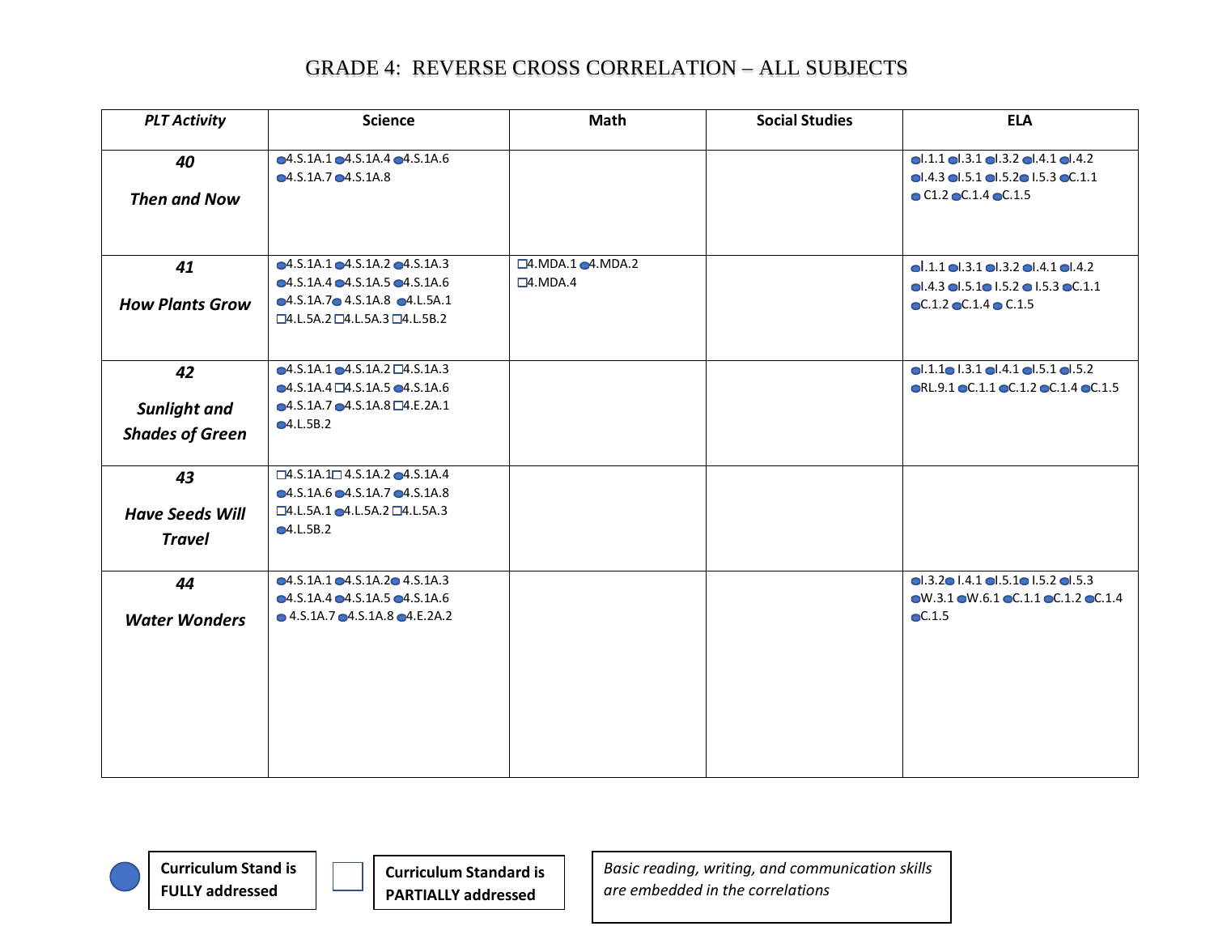# GRADE 4: REVERSE CROSS CORRELATION – ALL SUBJECTS

| *PLT Activity* | Science | Math | Social Studies | ELA |
|---|---|---|---|---|
| ***40*** ***Then and Now*** | ●4.S.1A.1 ●4.S.1A.4 ●4.S.1A.6 ●4.S.1A.7 ●4.S.1A.8 | | | ●I.1.1 ●I.3.1 ●I.3.2 ●I.4.1 ●I.4.2 ●I.4.3 ●I.5.1 ●I.5.2● I.5.3 ●C.1.1 ● C1.2 ●C.1.4 ●C.1.5 |
| ***41*** ***How Plants Grow*** | ●4.S.1A.1 ●4.S.1A.2 ●4.S.1A.3 ●4.S.1A.4 ●4.S.1A.5 ●4.S.1A.6 ●4.S.1A.7● 4.S.1A.8 ●4.L.5A.1 □4.L.5A.2 □4.L.5A.3 □4.L.5B.2 | □4.MDA.1 ●4.MDA.2 □4.MDA.4 | | ●I.1.1 ●I.3.1 ●I.3.2 ●I.4.1 ●I.4.2 ●I.4.3 ●I.5.1● I.5.2 ● I.5.3 ●C.1.1 ●C.1.2 ●C.1.4 ● C.1.5 |
| ***42*** ***Sunlight and Shades of Green*** | ●4.S.1A.1 ●4.S.1A.2 □4.S.1A.3 ●4.S.1A.4 □4.S.1A.5 ●4.S.1A.6 ●4.S.1A.7 ●4.S.1A.8 □4.E.2A.1 ●4.L.5B.2 | | | ●I.1.1● I.3.1 ●I.4.1 ●I.5.1 ●I.5.2 ●RL.9.1 ●C.1.1 ●C.1.2 ●C.1.4 ●C.1.5 |
| ***43*** ***Have Seeds Will Travel*** | □4.S.1A.1□ 4.S.1A.2 ●4.S.1A.4 ●4.S.1A.6 ●4.S.1A.7 ●4.S.1A.8 □4.L.5A.1 ●4.L.5A.2 □4.L.5A.3 ●4.L.5B.2 | | | |
| ***44*** ***Water Wonders*** | ●4.S.1A.1 ●4.S.1A.2● 4.S.1A.3 ●4.S.1A.4 ●4.S.1A.5 ●4.S.1A.6 ● 4.S.1A.7 ●4.S.1A.8 ●4.E.2A.2 | | | ●I.3.2● I.4.1 ●I.5.1● I.5.2 ●I.5.3 ●W.3.1 ●W.6.1 ●C.1.1 ●C.1.2 ●C.1.4 ●C.1.5 |

● **Curriculum Stand is FULLY addressed**

□ **Curriculum Standard is PARTIALLY addressed**

*Basic reading, writing, and communication skills are embedded in the correlations*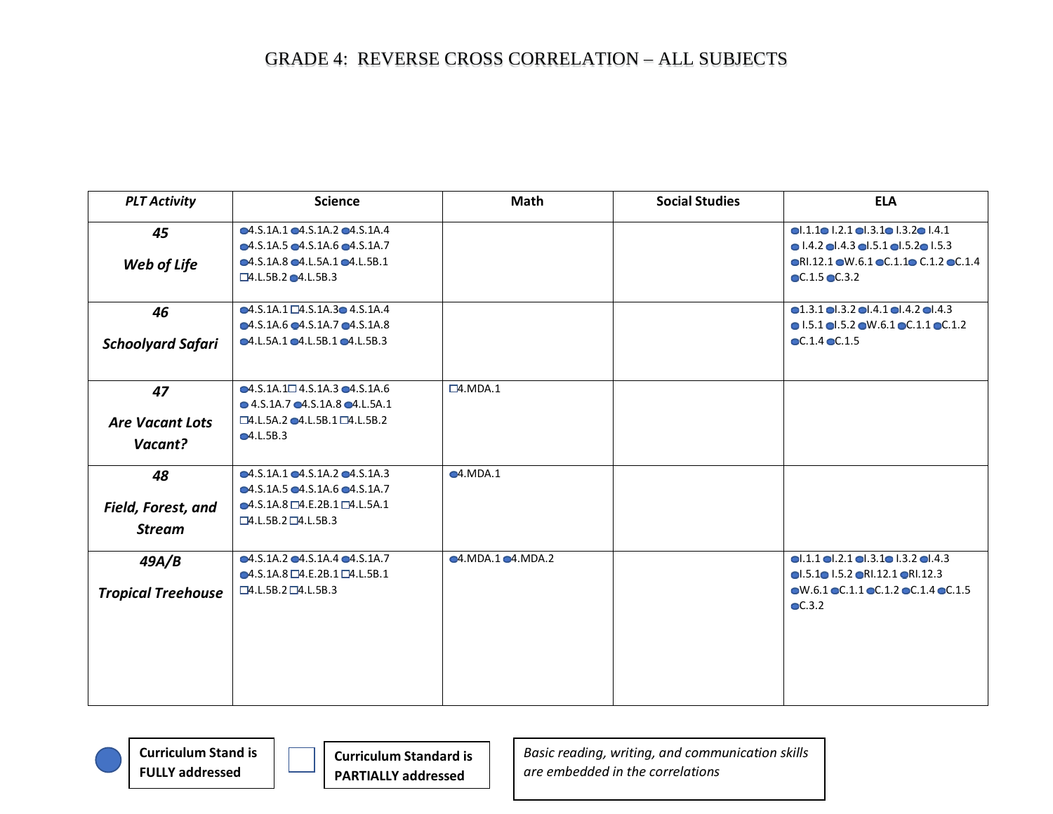# GRADE 4: REVERSE CROSS CORRELATION – ALL SUBJECTS

| PLT Activity | Science | Math | Social Studies | ELA |
|---|---|---|---|---|
| **45** *Web of Life* | ●4.S.1A.1 ●4.S.1A.2 ●4.S.1A.4 ●4.S.1A.5 ●4.S.1A.6 ●4.S.1A.7 ●4.S.1A.8 ●4.L.5A.1 ●4.L.5B.1 □4.L.5B.2 ●4.L.5B.3 | | | ●I.1.1● I.2.1 ●I.3.1● I.3.2● I.4.1 ● I.4.2 ●I.4.3 ●I.5.1 ●I.5.2● I.5.3 ●RI.12.1 ●W.6.1 ●C.1.1● C.1.2 ●C.1.4 ●C.1.5 ●C.3.2 |
| **46** *Schoolyard Safari* | ●4.S.1A.1 □4.S.1A.3● 4.S.1A.4 ●4.S.1A.6 ●4.S.1A.7 ●4.S.1A.8 ●4.L.5A.1 ●4.L.5B.1 ●4.L.5B.3 | | | ●1.3.1 ●I.3.2 ●I.4.1 ●I.4.2 ●I.4.3 ● I.5.1 ●I.5.2 ●W.6.1 ●C.1.1 ●C.1.2 ●C.1.4 ●C.1.5 |
| **47** *Are Vacant Lots Vacant?* | ●4.S.1A.1□ 4.S.1A.3 ●4.S.1A.6 ● 4.S.1A.7 ●4.S.1A.8 ●4.L.5A.1 □4.L.5A.2 ●4.L.5B.1 □4.L.5B.2 ●4.L.5B.3 | □4.MDA.1 | | |
| **48** *Field, Forest, and Stream* | ●4.S.1A.1 ●4.S.1A.2 ●4.S.1A.3 ●4.S.1A.5 ●4.S.1A.6 ●4.S.1A.7 ●4.S.1A.8 □4.E.2B.1 □4.L.5A.1 □4.L.5B.2 □4.L.5B.3 | ●4.MDA.1 | | |
| **49A/B** *Tropical Treehouse* | ●4.S.1A.2 ●4.S.1A.4 ●4.S.1A.7 ●4.S.1A.8 □4.E.2B.1 □4.L.5B.1 □4.L.5B.2 □4.L.5B.3 | ●4.MDA.1 ●4.MDA.2 | | ●I.1.1 ●I.2.1 ●I.3.1● I.3.2 ●I.4.3 ●I.5.1● I.5.2 ●RI.12.1 ●RI.12.3 ●W.6.1 ●C.1.1 ●C.1.2 ●C.1.4 ●C.1.5 ●C.3.2 |

● **Curriculum Stand is FULLY addressed**

□ **Curriculum Standard is PARTIALLY addressed**

*Basic reading, writing, and communication skills are embedded in the correlations*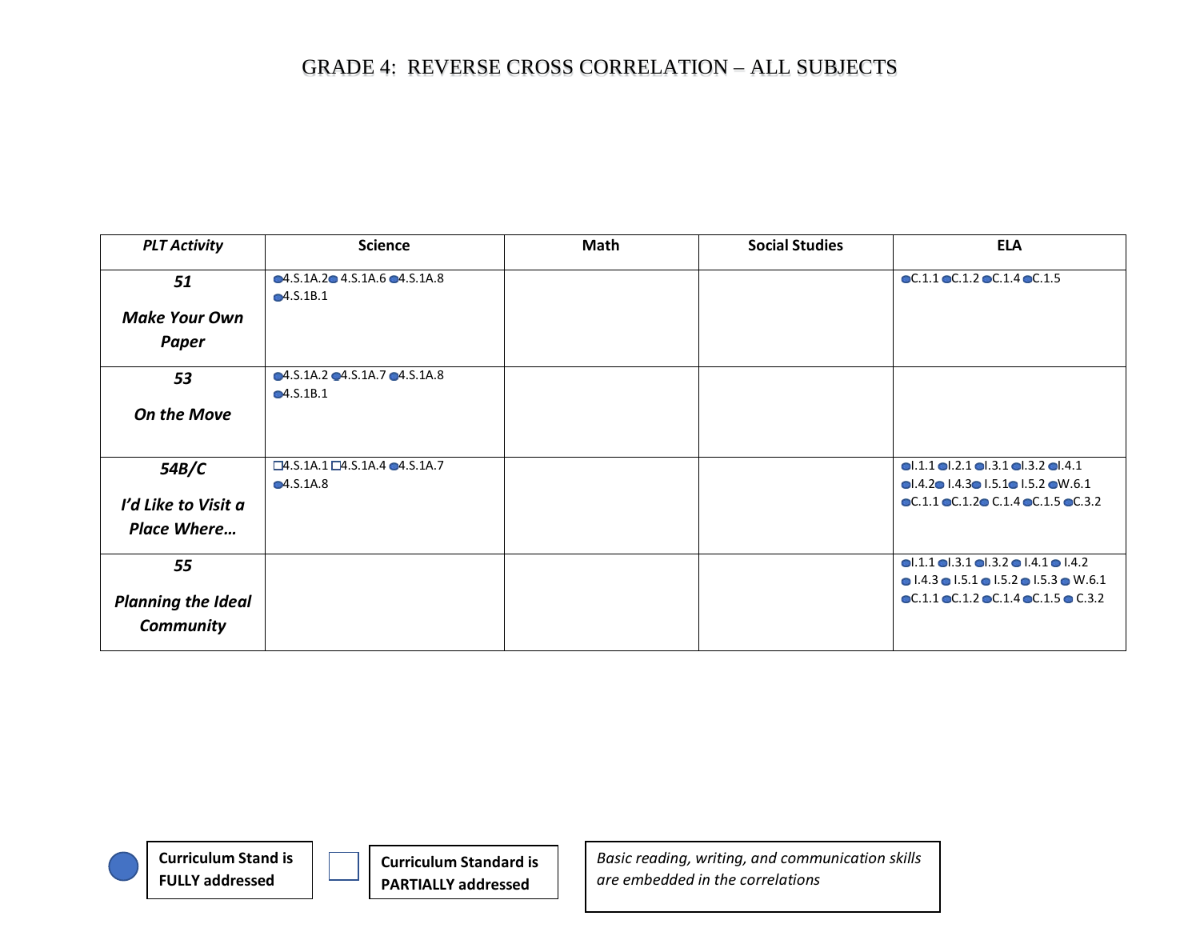# GRADE 4: REVERSE CROSS CORRELATION – ALL SUBJECTS

| *PLT Activity* | Science | Math | Social Studies | ELA |
|---|---|---|---|---|
| ***51*** ***Make Your Own Paper*** | ●4.S.1A.2 ● 4.S.1A.6 ●4.S.1A.8 ●4.S.1B.1 | | | ●C.1.1 ●C.1.2 ●C.1.4 ●C.1.5 |
| ***53*** ***On the Move*** | ●4.S.1A.2 ●4.S.1A.7 ●4.S.1A.8 ●4.S.1B.1 | | | |
| ***54B/C*** ***I'd Like to Visit a Place Where…*** | ☐4.S.1A.1 ☐4.S.1A.4 ●4.S.1A.7 ●4.S.1A.8 | | | ●I.1.1 ●I.2.1 ●I.3.1 ●I.3.2 ●I.4.1 ●I.4.2 ● I.4.3 ● I.5.1 ● I.5.2 ●W.6.1 ●C.1.1 ●C.1.2 ● C.1.4 ●C.1.5 ●C.3.2 |
| ***55*** ***Planning the Ideal Community*** | | | | ●I.1.1 ●I.3.1 ●I.3.2 ● I.4.1 ● I.4.2 ● I.4.3 ● I.5.1 ● I.5.2 ● I.5.3 ● W.6.1 ●C.1.1 ●C.1.2 ●C.1.4 ●C.1.5 ● C.3.2 |

● **Curriculum Stand is FULLY addressed**

☐ **Curriculum Standard is PARTIALLY addressed**

*Basic reading, writing, and communication skills are embedded in the correlations*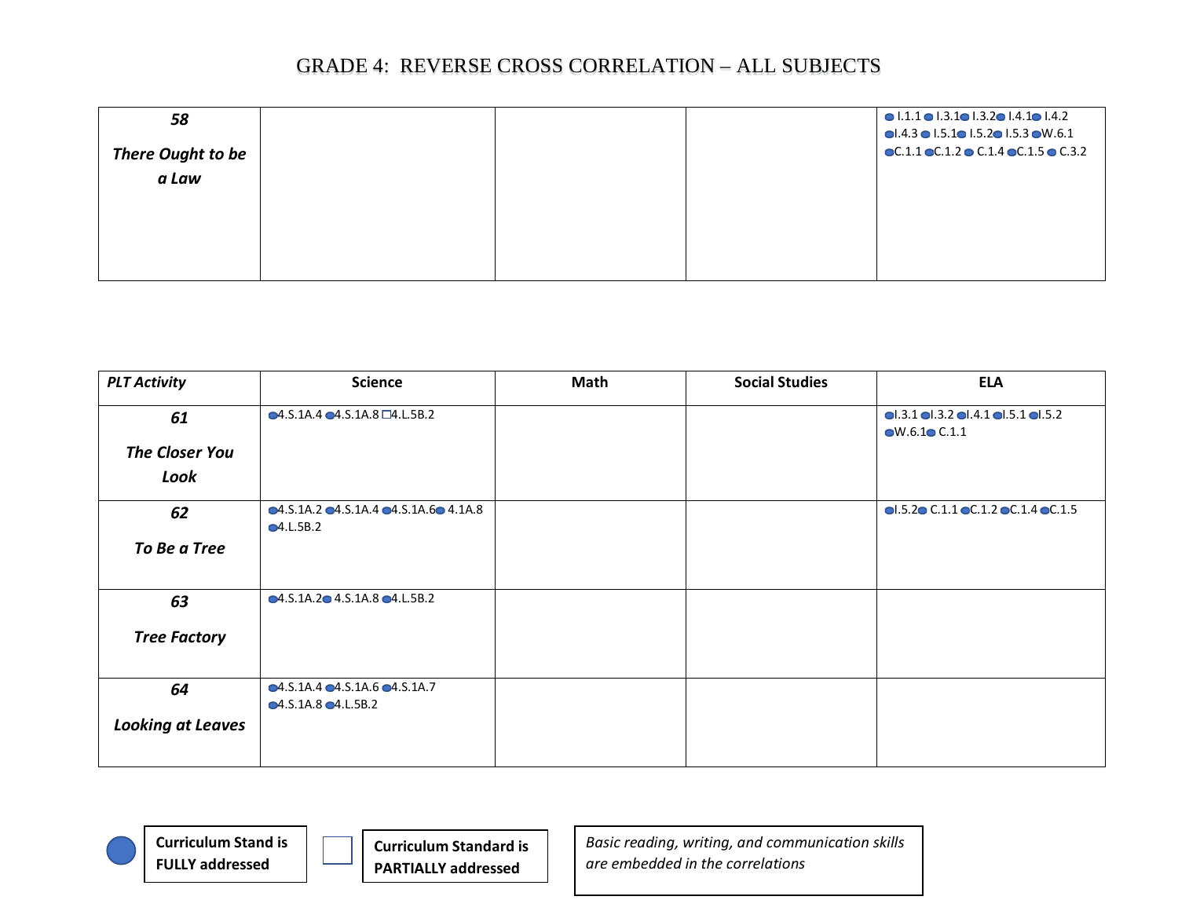# GRADE 4: REVERSE CROSS CORRELATION – ALL SUBJECTS

| PLT Activity | Science | Math | Social Studies | ELA |
|---|---|---|---|---|
| ***58 There Ought to be a Law*** | | | | ● I.1.1 ● I.3.1 ● I.3.2 ● I.4.1 ● I.4.2 ● I.4.3 ● I.5.1 ● I.5.2 ● I.5.3 ● W.6.1 ● C.1.1 ● C.1.2 ● C.1.4 ● C.1.5 ● C.3.2 |

| PLT Activity | Science | Math | Social Studies | ELA |
|---|---|---|---|---|
| ***61 The Closer You Look*** | ● 4.S.1A.4 ● 4.S.1A.8 ☐ 4.L.5B.2 | | | ● I.3.1 ● I.3.2 ● I.4.1 ● I.5.1 ● I.5.2 ● W.6.1 ● C.1.1 |
| ***62 To Be a Tree*** | ● 4.S.1A.2 ● 4.S.1A.4 ● 4.S.1A.6 ● 4.1A.8 ● 4.L.5B.2 | | | ● I.5.2 ● C.1.1 ● C.1.2 ● C.1.4 ● C.1.5 |
| ***63 Tree Factory*** | ● 4.S.1A.2 ● 4.S.1A.8 ● 4.L.5B.2 | | | |
| ***64 Looking at Leaves*** | ● 4.S.1A.4 ● 4.S.1A.6 ● 4.S.1A.7 ● 4.S.1A.8 ● 4.L.5B.2 | | | |

● **Curriculum Stand is FULLY addressed**

☐ **Curriculum Standard is PARTIALLY addressed**

*Basic reading, writing, and communication skills are embedded in the correlations*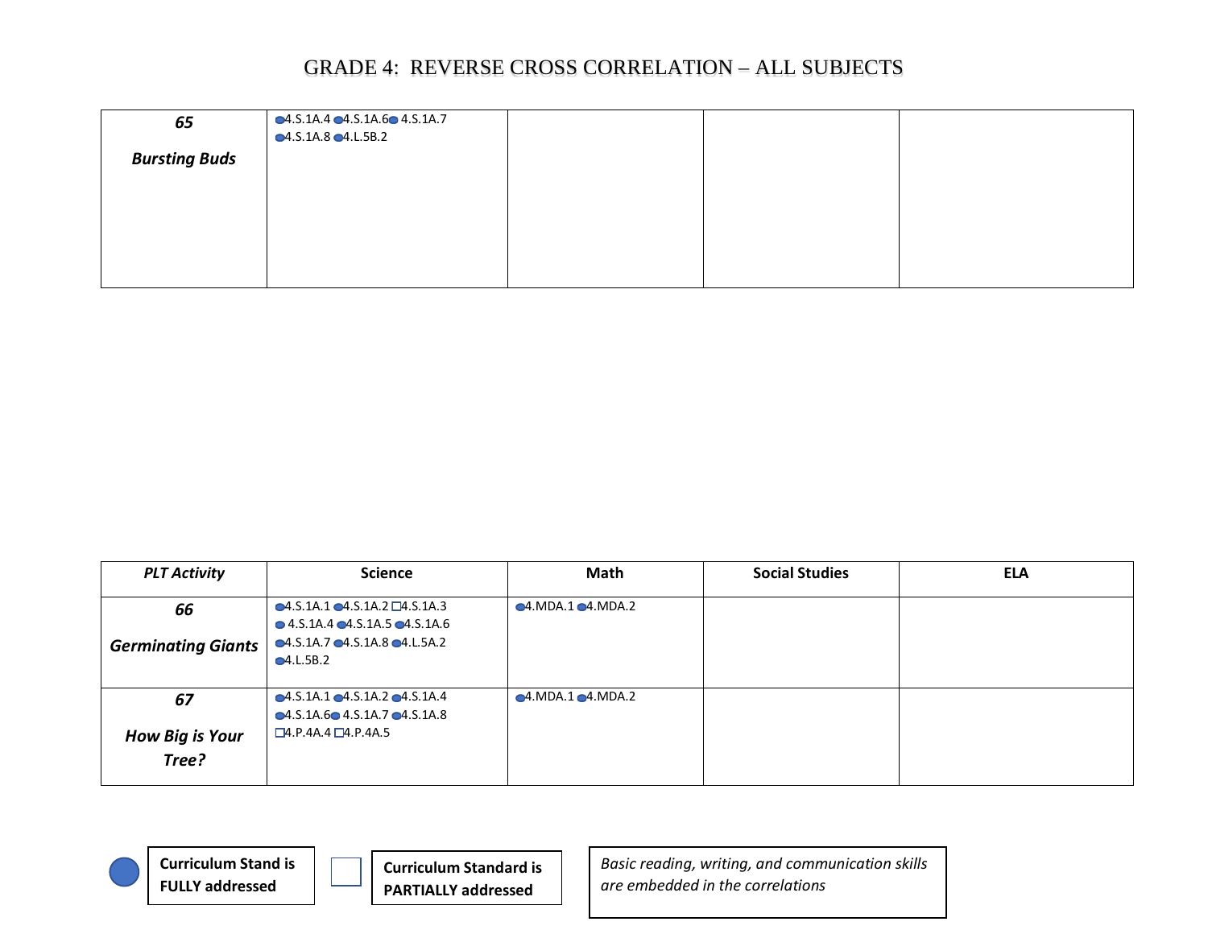# GRADE 4: REVERSE CROSS CORRELATION – ALL SUBJECTS

| | | | | |
|---|---|---|---|---|
| ***65*** ***Bursting Buds*** | ●4.S.1A.4 ●4.S.1A.6 ● 4.S.1A.7 ●4.S.1A.8 ●4.L.5B.2 | | | |

| PLT Activity | Science | Math | Social Studies | ELA |
|---|---|---|---|---|
| ***66*** ***Germinating Giants*** | ●4.S.1A.1 ●4.S.1A.2 □4.S.1A.3 ● 4.S.1A.4 ●4.S.1A.5 ●4.S.1A.6 ●4.S.1A.7 ●4.S.1A.8 ●4.L.5A.2 ●4.L.5B.2 | ●4.MDA.1 ●4.MDA.2 | | |
| ***67*** ***How Big is Your Tree?*** | ●4.S.1A.1 ●4.S.1A.2 ●4.S.1A.4 ●4.S.1A.6 ● 4.S.1A.7 ●4.S.1A.8 □4.P.4A.4 □4.P.4A.5 | ●4.MDA.1 ●4.MDA.2 | | |

● **Curriculum Stand is FULLY addressed**

□ **Curriculum Standard is PARTIALLY addressed**

*Basic reading, writing, and communication skills are embedded in the correlations*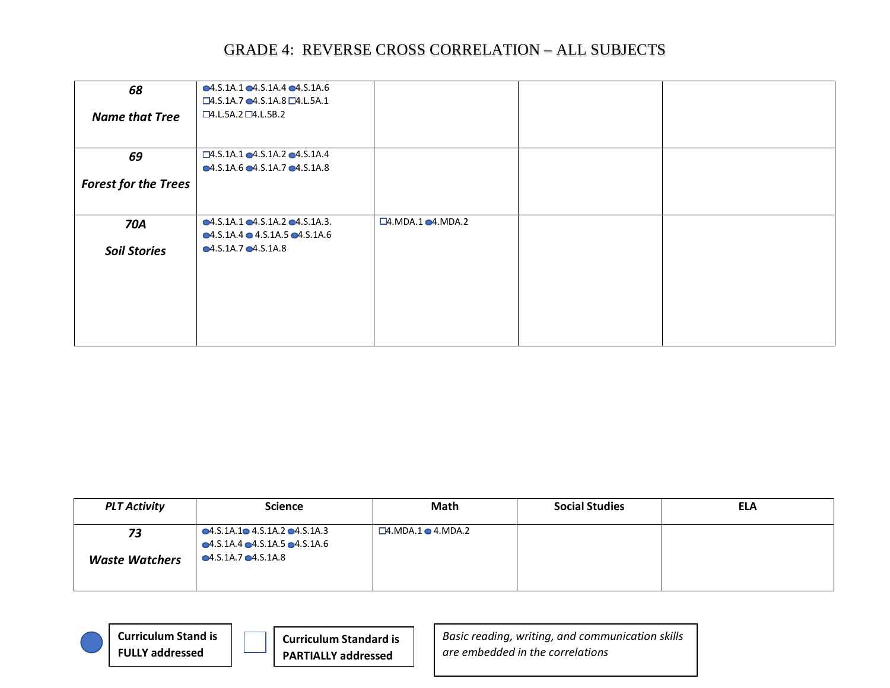# GRADE 4: REVERSE CROSS CORRELATION – ALL SUBJECTS

| | | | | |
|---|---|---|---|---|
| ***68*** ***Name that Tree*** | ●4.S.1A.1 ●4.S.1A.4 ●4.S.1A.6 ☐4.S.1A.7 ●4.S.1A.8 ☐4.L.5A.1 ☐4.L.5A.2 ☐4.L.5B.2 | | | |
| ***69*** ***Forest for the Trees*** | ☐4.S.1A.1 ●4.S.1A.2 ●4.S.1A.4 ●4.S.1A.6 ●4.S.1A.7 ●4.S.1A.8 | | | |
| ***70A*** ***Soil Stories*** | ●4.S.1A.1 ●4.S.1A.2 ●4.S.1A.3. ●4.S.1A.4 ● 4.S.1A.5 ●4.S.1A.6 ●4.S.1A.7 ●4.S.1A.8 | ☐4.MDA.1 ●4.MDA.2 | | |

| *PLT Activity* | Science | Math | Social Studies | ELA |
|---|---|---|---|---|
| ***73*** ***Waste Watchers*** | ●4.S.1A.1● 4.S.1A.2 ●4.S.1A.3 ●4.S.1A.4 ●4.S.1A.5 ●4.S.1A.6 ●4.S.1A.7 ●4.S.1A.8 | ☐4.MDA.1 ● 4.MDA.2 | | |

● **Curriculum Stand is FULLY addressed**

☐ **Curriculum Standard is PARTIALLY addressed**

*Basic reading, writing, and communication skills are embedded in the correlations*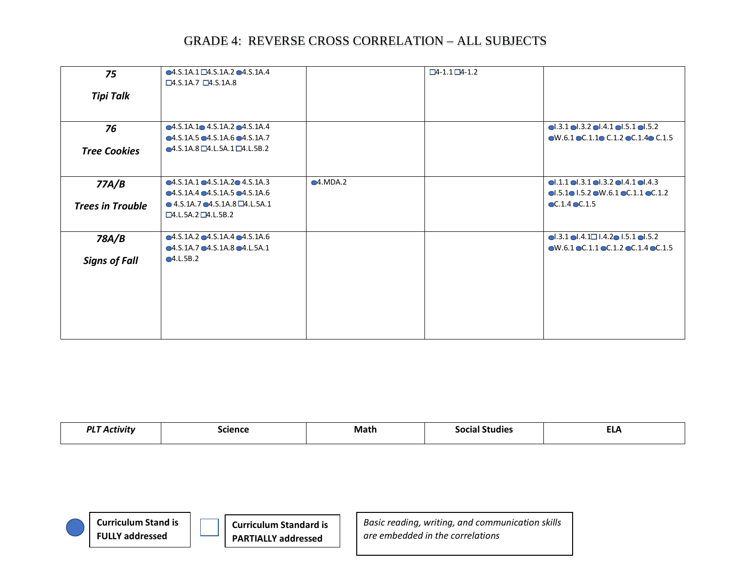# GRADE 4: REVERSE CROSS CORRELATION – ALL SUBJECTS

| *PLT Activity* | Science | Math | Social Studies | ELA |
|---|---|---|---|---|
| ***75*** ***Tipi Talk*** | ● 4.S.1A.1 □ 4.S.1A.2 ● 4.S.1A.4 □ 4.S.1A.7 □ 4.S.1A.8 | | □ 4-1.1 □ 4-1.2 | |
| ***76*** ***Tree Cookies*** | ● 4.S.1A.1 ● 4.S.1A.2 ● 4.S.1A.4 ● 4.S.1A.5 ● 4.S.1A.6 ● 4.S.1A.7 ● 4.S.1A.8 □ 4.L.5A.1 □ 4.L.5B.2 | | | ● I.3.1 ● I.3.2 ● I.4.1 ● I.5.1 ● I.5.2 ● W.6.1 ● C.1.1 ● C.1.2 ● C.1.4 ● C.1.5 |
| ***77A/B*** ***Trees in Trouble*** | ● 4.S.1A.1 ● 4.S.1A.2 ● 4.S.1A.3 ● 4.S.1A.4 ● 4.S.1A.5 ● 4.S.1A.6 ● 4.S.1A.7 ● 4.S.1A.8 □ 4.L.5A.1 □ 4.L.5A.2 □ 4.L.5B.2 | ● 4.MDA.2 | | ● I.1.1 ● I.3.1 ● I.3.2 ● I.4.1 ● I.4.3 ● I.5.1 ● I.5.2 ● W.6.1 ● C.1.1 ● C.1.2 ● C.1.4 ● C.1.5 |
| ***78A/B*** ***Signs of Fall*** | ● 4.S.1A.2 ● 4.S.1A.4 ● 4.S.1A.6 ● 4.S.1A.7 ● 4.S.1A.8 ● 4.L.5A.1 ● 4.L.5B.2 | | | ● I.3.1 ● I.4.1 □ I.4.2 ● I.5.1 ● I.5.2 ● W.6.1 ● C.1.1 ● C.1.2 ● C.1.4 ● C.1.5 |

● **Curriculum Stand is FULLY addressed**

□ **Curriculum Standard is PARTIALLY addressed**

*Basic reading, writing, and communication skills are embedded in the correlations*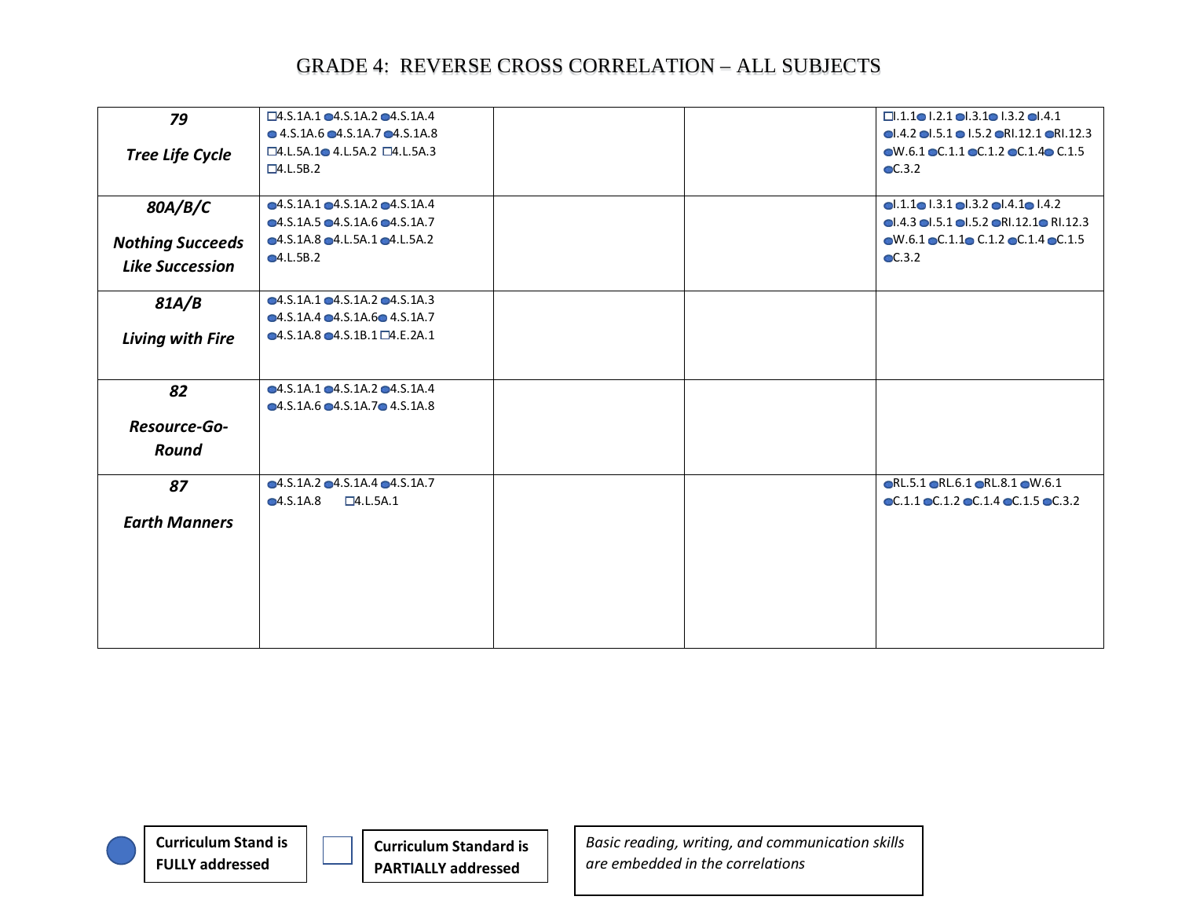# GRADE 4: REVERSE CROSS CORRELATION – ALL SUBJECTS

| | | | | |
|---|---|---|---|---|
| ***79*** ***Tree Life Cycle*** | ☐4.S.1A.1 ●4.S.1A.2 ●4.S.1A.4 ● 4.S.1A.6 ●4.S.1A.7 ●4.S.1A.8 ☐4.L.5A.1● 4.L.5A.2 ☐4.L.5A.3 ☐4.L.5B.2 | | | ☐I.1.1● I.2.1 ●I.3.1● I.3.2 ●I.4.1 ●I.4.2 ●I.5.1 ● I.5.2 ●RI.12.1 ●RI.12.3 ●W.6.1 ●C.1.1 ●C.1.2 ●C.1.4● C.1.5 ●C.3.2 |
| ***80A/B/C*** ***Nothing Succeeds Like Succession*** | ●4.S.1A.1 ●4.S.1A.2 ●4.S.1A.4 ●4.S.1A.5 ●4.S.1A.6 ●4.S.1A.7 ●4.S.1A.8 ●4.L.5A.1 ●4.L.5A.2 ●4.L.5B.2 | | | ●I.1.1● I.3.1 ●I.3.2 ●I.4.1● I.4.2 ●I.4.3 ●I.5.1 ●I.5.2 ●RI.12.1● RI.12.3 ●W.6.1 ●C.1.1● C.1.2 ●C.1.4 ●C.1.5 ●C.3.2 |
| ***81A/B*** ***Living with Fire*** | ●4.S.1A.1 ●4.S.1A.2 ●4.S.1A.3 ●4.S.1A.4 ●4.S.1A.6● 4.S.1A.7 ●4.S.1A.8 ●4.S.1B.1 ☐4.E.2A.1 | | | |
| ***82*** ***Resource-Go-Round*** | ●4.S.1A.1 ●4.S.1A.2 ●4.S.1A.4 ●4.S.1A.6 ●4.S.1A.7● 4.S.1A.8 | | | |
| ***87*** ***Earth Manners*** | ●4.S.1A.2 ●4.S.1A.4 ●4.S.1A.7 ●4.S.1A.8 ☐4.L.5A.1 | | | ●RL.5.1 ●RL.6.1 ●RL.8.1 ●W.6.1 ●C.1.1 ●C.1.2 ●C.1.4 ●C.1.5 ●C.3.2 |

● **Curriculum Stand is FULLY addressed**

☐ **Curriculum Standard is PARTIALLY addressed**

*Basic reading, writing, and communication skills are embedded in the correlations*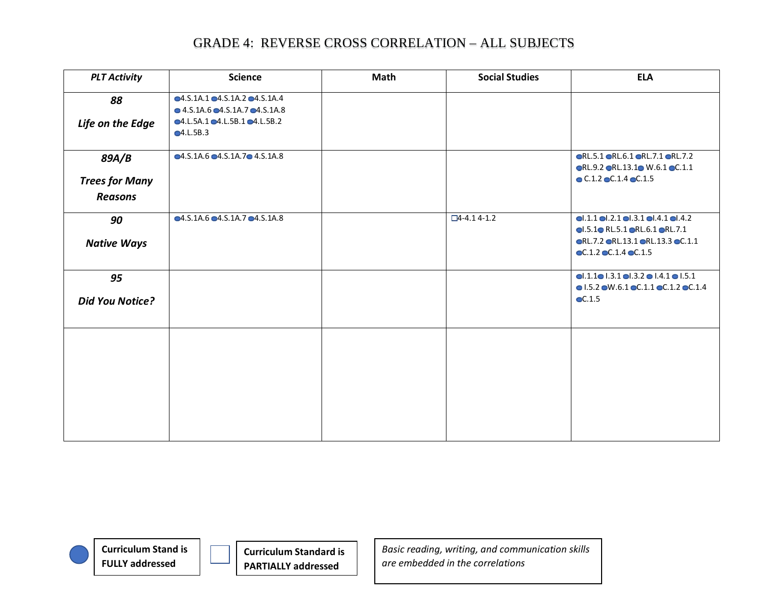# GRADE 4: REVERSE CROSS CORRELATION – ALL SUBJECTS

| *PLT Activity* | Science | Math | Social Studies | ELA |
|---|---|---|---|---|
| ***88*** ***Life on the Edge*** | ● 4.S.1A.1 ● 4.S.1A.2 ● 4.S.1A.4 ● 4.S.1A.6 ● 4.S.1A.7 ● 4.S.1A.8 ● 4.L.5A.1 ● 4.L.5B.1 ● 4.L.5B.2 ● 4.L.5B.3 | | | |
| ***89A/B*** ***Trees for Many Reasons*** | ● 4.S.1A.6 ● 4.S.1A.7 ● 4.S.1A.8 | | | ● RL.5.1 ● RL.6.1 ● RL.7.1 ● RL.7.2 ● RL.9.2 ● RL.13.1 ● W.6.1 ● C.1.1 ● C.1.2 ● C.1.4 ● C.1.5 |
| ***90*** ***Native Ways*** | ● 4.S.1A.6 ● 4.S.1A.7 ● 4.S.1A.8 | | □ 4-4.1 4-1.2 | ● I.1.1 ● I.2.1 ● I.3.1 ● I.4.1 ● I.4.2 ● I.5.1 ● RL.5.1 ● RL.6.1 ● RL.7.1 ● RL.7.2 ● RL.13.1 ● RL.13.3 ● C.1.1 ● C.1.2 ● C.1.4 ● C.1.5 |
| ***95*** ***Did You Notice?*** | | | | ● I.1.1 ● I.3.1 ● I.3.2 ● I.4.1 ● I.5.1 ● I.5.2 ● W.6.1 ● C.1.1 ● C.1.2 ● C.1.4 ● C.1.5 |
| | | | | |

● **Curriculum Stand is FULLY addressed**

□ **Curriculum Standard is PARTIALLY addressed**

*Basic reading, writing, and communication skills are embedded in the correlations*